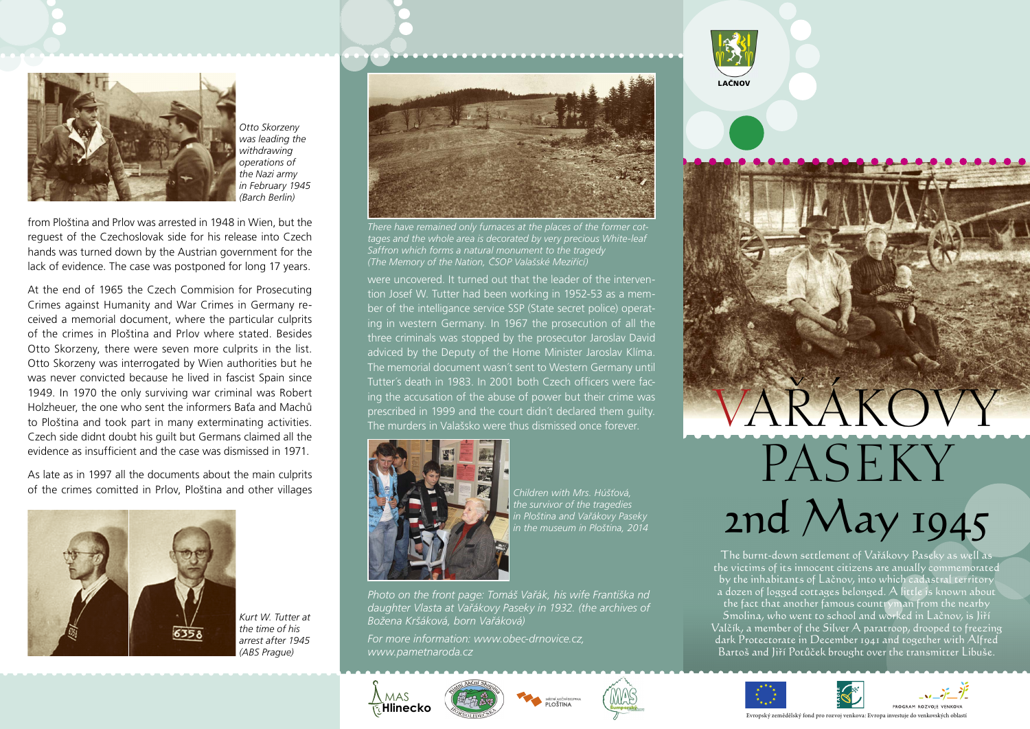*Otto Skorzeny was leading the withdrawing operations of the Nazi army in February 1945 (Barch Berlin)*

from Ploština and Prlov was arrested in 1948 in Wien, but the request of the Czechoslovak side for his release into Czech hands was turned down by the Austrian government for the lack of evidence. The case was postponed for long 17 years.

At the end of 1965 the Czech Commision for Prosecuting Crimes against Humanity and War Crimes in Germany received a memorial document, where the particular culprits of the crimes in Ploština and Prlov where stated. Besides Otto Skorzeny, there were seven more culprits in the list. Otto Skorzeny was interrogated by Wien authorities but he was never convicted because he lived in fascist Spain since 1949. In 1970 the only surviving war criminal was Robert Holzheuer, the one who sent the informers Baťa and Machů to Ploština and took part in many exterminating activities. Czech side didnt doubt his guilt but Germans claimed all the evidence as insufficient and the case was dismissed in 1971.

As late as in 1997 all the documents about the main culprits of the crimes comitted in Prlov, Ploština and other villages

*Kurt W. Tutter at the time of his arrest after 1945 (ABS Prague)*

*There have remained only furnaces at the places of the former cottages and the whole area is decorated by very precious White-leaf Saffron which forms a natural monument to the tragedy (The Memory of the Nation, ČSOP Valašské Meziříčí)*

were uncovered. It turned out that the leader of the intervention Josef W. Tutter had been working in 1952-53 as a member of the intelligance service SSP (State secret police) operating in western Germany. In 1967 the prosecution of all the three criminals was stopped by the prosecutor Jaroslav David adviced by the Deputy of the Home Minister Jaroslav Klíma. The memorial document wasn´t sent to Western Germany until Tutter´s death in 1983. In 2001 both Czech officers were facing the accusation of the abuse of power but their crime was prescribed in 1999 and the court didn´t declared them guilty. The murders in Valašsko were thus dismissed once forever.

*Children with Mrs. Húšťová, the survivor of the tragedies in Ploština and Vařákovy Paseky in the museum in Ploština, 2014*

*Photo on the front page: Tomáš Vařák, his wife Františka nd daughter Vlasta at Vařákovy Paseky in 1932. (the archives of Božena Kršáková, born Vařáková)*

*For more information: www.obec-drnovice.cz, www.pametnaroda.cz*

LAČNOV

# VAŘÁKOVY PASEKY
## 2nd May 1945

The burnt-down settlement of Vařákovy Paseky as well as the victims of its innocent citizens are anually commemorated by the inhabitants of Lačnov, into which cadastral territory a dozen of logged cottages belonged. A little is known about the fact that another famous countryman from the nearby Smolina, who went to school and worked in Lačnov, is Jiří Valčík, a member of the Silver A paratroop, drooped to freezing dark Protectorate in December 1941 and together with Alfred Bartoš and Jiří Potůček brought over the transmitter Libuše.

MAS Hlinecko

PROGRAM ROZVOJE VENKOVA

Evropský zemědělský fond pro rozvoj venkova: Evropa investuje do venkovských oblastí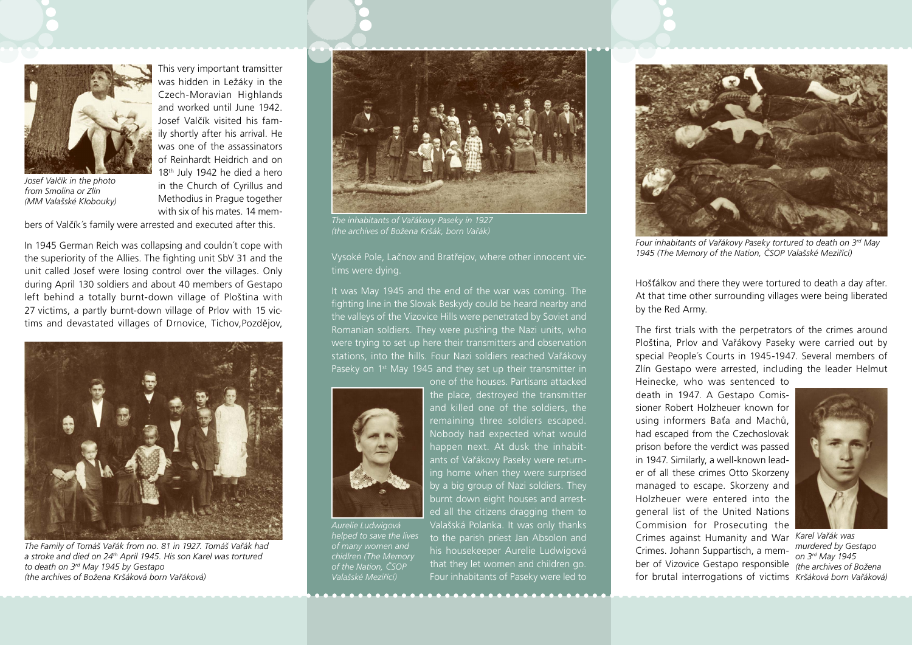Josef Valčík in the photo from Smolina or Zlín (MM Valašské Klobouky)

This very important tramsitter was hidden in Ležáky in the Czech-Moravian Highlands and worked until June 1942. Josef Valčík visited his family shortly after his arrival. He was one of the assassinators of Reinhardt Heidrich and on 18th July 1942 he died a hero in the Church of Cyrillus and Methodius in Prague together with six of his mates. 14 members of Valčík´s family were arrested and executed after this.

In 1945 German Reich was collapsing and couldn´t cope with the superiority of the Allies. The fighting unit SbV 31 and the unit called Josef were losing control over the villages. Only during April 130 soldiers and about 40 members of Gestapo left behind a totally burnt-down village of Ploština with 27 victims, a partly burnt-down village of Prlov with 15 victims and devastated villages of Drnovice, Tichov,Pozdějov, Vysoké Pole, Lačnov and Bratřejov, where other innocent victims were dying.

The Family of Tomáš Vařák from no. 81 in 1927. Tomáš Vařák had a stroke and died on 24th April 1945. His son Karel was tortured to death on 3rd May 1945 by Gestapo (the archives of Božena Kršáková born Vařáková)

The inhabitants of Vařákovy Paseky in 1927 (the archives of Božena Kršák, born Vařák)

It was May 1945 and the end of the war was coming. The fighting line in the Slovak Beskydy could be heard nearby and the valleys of the Vizovice Hills were penetrated by Soviet and Romanian soldiers. They were pushing the Nazi units, who were trying to set up here their transmitters and observation stations, into the hills. Four Nazi soldiers reached Vařákovy Paseky on 1st May 1945 and they set up their transmitter in one of the houses. Partisans attacked the place, destroyed the transmitter and killed one of the soldiers, the remaining three soldiers escaped. Nobody had expected what would happen next. At dusk the inhabitants of Vařákovy Paseky were returning home when they were surprised by a big group of Nazi soldiers. They burnt down eight houses and arrested all the citizens dragging them to Valašská Polanka. It was only thanks to the parish priest Jan Absolon and his housekeeper Aurelie Ludwigová that they let women and children go. Four inhabitants of Paseky were led to Hošťálkov and there they were tortured to death a day after. At that time other surrounding villages were being liberated by the Red Army.

Aurelie Ludwigová helped to save the lives of many women and chidlren (The Memory of the Nation, ČSOP Valašské Meziřící)

Four inhabitants of Vařákovy Paseky tortured to death on 3rd May 1945 (The Memory of the Nation, ČSOP Valašské Meziřící)

The first trials with the perpetrators of the crimes around Ploština, Prlov and Vařákovy Paseky were carried out by special People´s Courts in 1945-1947. Several members of Zlín Gestapo were arrested, including the leader Helmut Heinecke, who was sentenced to death in 1947. A Gestapo Comissioner Robert Holzheuer known for using informers Baťa and Machů, had escaped from the Czechoslovak prison before the verdict was passed in 1947. Similarly, a well-known leader of all these crimes Otto Skorzeny managed to escape. Skorzeny and Holzheuer were entered into the general list of the United Nations Commision for Prosecuting the Crimes against Humanity and War Crimes. Johann Suppartisch, a member of Vizovice Gestapo responsible for brutal interrogations of victims

Karel Vařák was murdered by Gestapo on 3rd May 1945 (the archives of Božena Kršáková born Vařáková)